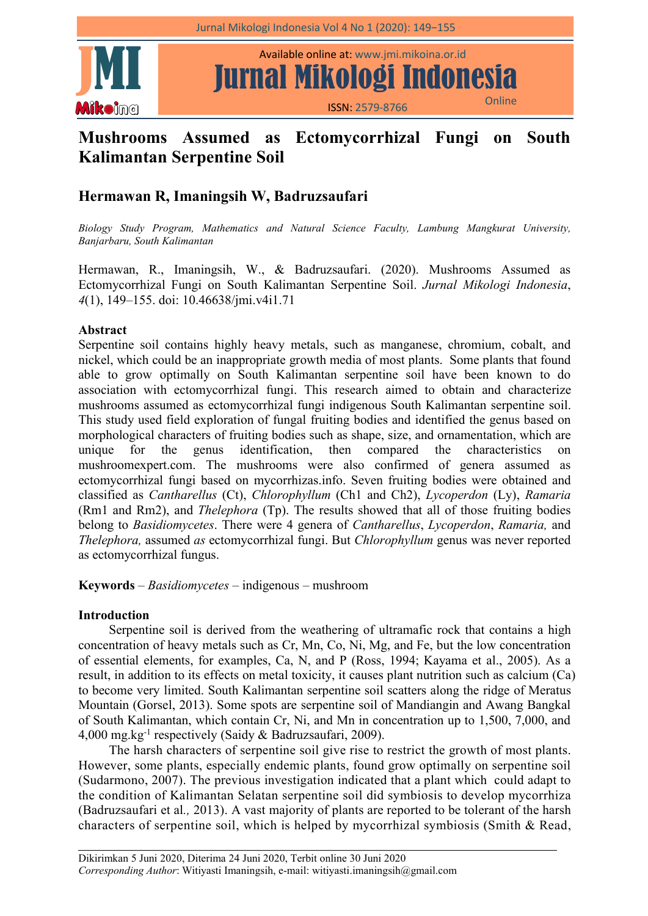# Mushrooms Assumed as Ectomycorrhizal Fungi on South Kalimantan Serpentine Soil

## Hermawan R, Imaningsih W, Badruzsaufari

*Biology Study Program, Mathematics and Natural Science Faculty, Lambung Mangkurat University, Banjarbaru, South Kalimantan*

Hermawan, R., Imaningsih, W., & Badruzsaufari. (2020). Mushrooms Assumed as Ectomycorrhizal Fungi on South Kalimantan Serpentine Soil. *Jurnal Mikologi Indonesia*, *4*(1), 149–155. doi: 10.46638/jmi.v4i1.71

### Abstract

Serpentine soil contains highly heavy metals, such as manganese, chromium, cobalt, and nickel, which could be an inappropriate growth media of most plants. Some plants that found able to grow optimally on South Kalimantan serpentine soil have been known to do association with ectomycorrhizal fungi. This research aimed to obtain and characterize mushrooms assumed as ectomycorrhizal fungi indigenous South Kalimantan serpentine soil. This study used field exploration of fungal fruiting bodies and identified the genus based on morphological characters of fruiting bodies such as shape, size, and ornamentation, which are unique for the genus identification, then compared the characteristics on mushroomexpert.com. The mushrooms were also confirmed of genera assumed as ectomycorrhizal fungi based on mycorrhizas.info. Seven fruiting bodies were obtained and classified as *Cantharellus* (Ct), *Chlorophyllum* (Ch1 and Ch2), *Lycoperdon* (Ly), *Ramaria* (Rm1 and Rm2), and *Thelephora* (Tp). The results showed that all of those fruiting bodies belong to *Basidiomycetes*. There were 4 genera of *Cantharellus*, *Lycoperdon*, *Ramaria,* and *Thelephora,* assumed *as* ectomycorrhizal fungi. But *Chlorophyllum* genus was never reported as ectomycorrhizal fungus.

**Keywords** – *Basidiomycetes* – indigenous – mushroom

### Introduction

Serpentine soil is derived from the weathering of ultramafic rock that contains a high concentration of heavy metals such as Cr, Mn, Co, Ni, Mg, and Fe, but the low concentration of essential elements, for examples, Ca, N, and P (Ross, 1994; Kayama et al., 2005). As a result, in addition to its effects on metal toxicity, it causes plant nutrition such as calcium (Ca) to become very limited. South Kalimantan serpentine soil scatters along the ridge of Meratus Mountain (Gorsel, 2013). Some spots are serpentine soil of Mandiangin and Awang Bangkal of South Kalimantan, which contain Cr, Ni, and Mn in concentration up to 1,500, 7,000, and 4,000 $mg.kg^{-1}$ respectively (Saidy & Badruzsaufari, 2009).

The harsh characters of serpentine soil give rise to restrict the growth of most plants. However, some plants, especially endemic plants, found grow optimally on serpentine soil (Sudarmono, 2007). The previous investigation indicated that a plant which could adapt to the condition of Kalimantan Selatan serpentine soil did symbiosis to develop mycorrhiza (Badruzsaufari et al*.,* 2013). A vast majority of plants are reported to be tolerant of the harsh characters of serpentine soil, which is helped by mycorrhizal symbiosis (Smith & Read,

---

Dikirimkan 5 Juni 2020, Diterima 24 Juni 2020, Terbit online 30 Juni 2020

*Corresponding Author*: Witiyasti Imaningsih, e-mail: witiyasti.imaningsih@gmail.com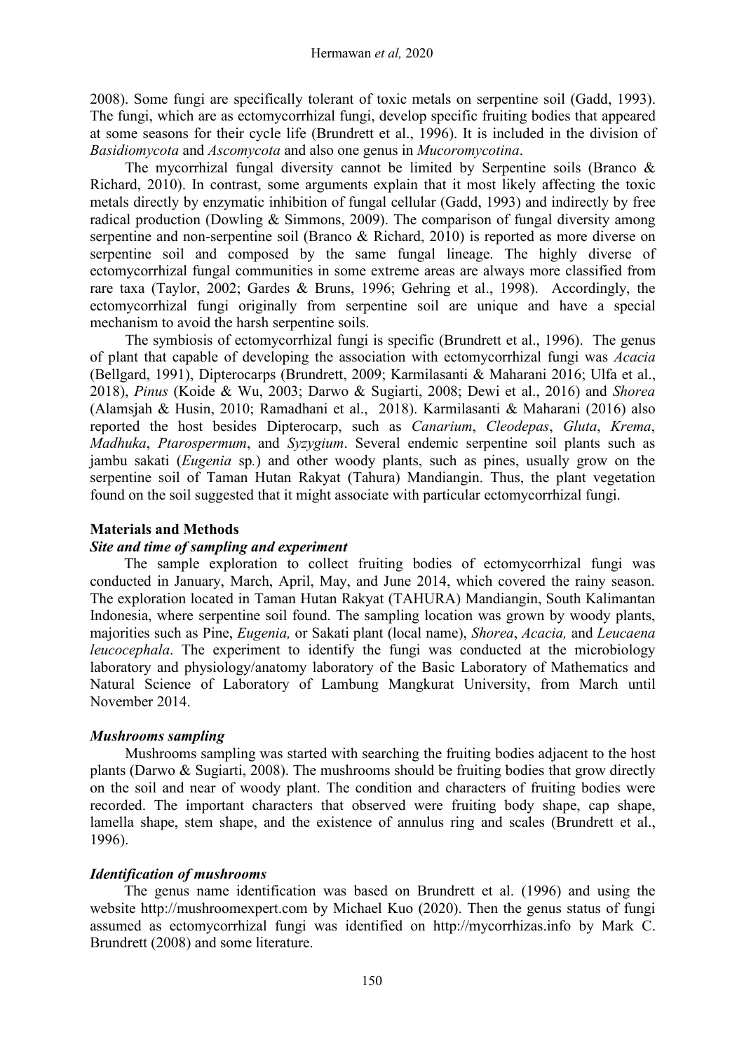2008). Some fungi are specifically tolerant of toxic metals on serpentine soil (Gadd, 1993). The fungi, which are as ectomycorrhizal fungi, develop specific fruiting bodies that appeared at some seasons for their cycle life (Brundrett et al., 1996). It is included in the division of *Basidiomycota* and *Ascomycota* and also one genus in *Mucoromycotina*.

The mycorrhizal fungal diversity cannot be limited by Serpentine soils (Branco & Richard, 2010). In contrast, some arguments explain that it most likely affecting the toxic metals directly by enzymatic inhibition of fungal cellular (Gadd, 1993) and indirectly by free radical production (Dowling & Simmons, 2009). The comparison of fungal diversity among serpentine and non-serpentine soil (Branco & Richard, 2010) is reported as more diverse on serpentine soil and composed by the same fungal lineage. The highly diverse of ectomycorrhizal fungal communities in some extreme areas are always more classified from rare taxa (Taylor, 2002; Gardes & Bruns, 1996; Gehring et al., 1998). Accordingly, the ectomycorrhizal fungi originally from serpentine soil are unique and have a special mechanism to avoid the harsh serpentine soils.

The symbiosis of ectomycorrhizal fungi is specific (Brundrett et al., 1996). The genus of plant that capable of developing the association with ectomycorrhizal fungi was *Acacia* (Bellgard, 1991), Dipterocarps (Brundrett, 2009; Karmilasanti & Maharani 2016; Ulfa et al., 2018), *Pinus* (Koide & Wu, 2003; Darwo & Sugiarti, 2008; Dewi et al., 2016) and *Shorea* (Alamsjah & Husin, 2010; Ramadhani et al., 2018). Karmilasanti & Maharani (2016) also reported the host besides Dipterocarp, such as *Canarium*, *Cleodepas*, *Gluta*, *Krema*, *Madhuka*, *Ptarospermum*, and *Syzygium*. Several endemic serpentine soil plants such as jambu sakati (*Eugenia* sp.) and other woody plants, such as pines, usually grow on the serpentine soil of Taman Hutan Rakyat (Tahura) Mandiangin. Thus, the plant vegetation found on the soil suggested that it might associate with particular ectomycorrhizal fungi.

## Materials and Methods

### *Site and time of sampling and experiment*

The sample exploration to collect fruiting bodies of ectomycorrhizal fungi was conducted in January, March, April, May, and June 2014, which covered the rainy season. The exploration located in Taman Hutan Rakyat (TAHURA) Mandiangin, South Kalimantan Indonesia, where serpentine soil found. The sampling location was grown by woody plants, majorities such as Pine, *Eugenia,* or Sakati plant (local name), *Shorea*, *Acacia,* and *Leucaena leucocephala*. The experiment to identify the fungi was conducted at the microbiology laboratory and physiology/anatomy laboratory of the Basic Laboratory of Mathematics and Natural Science of Laboratory of Lambung Mangkurat University, from March until November 2014.

### *Mushrooms sampling*

Mushrooms sampling was started with searching the fruiting bodies adjacent to the host plants (Darwo & Sugiarti, 2008). The mushrooms should be fruiting bodies that grow directly on the soil and near of woody plant. The condition and characters of fruiting bodies were recorded. The important characters that observed were fruiting body shape, cap shape, lamella shape, stem shape, and the existence of annulus ring and scales (Brundrett et al., 1996).

### *Identification of mushrooms*

The genus name identification was based on Brundrett et al. (1996) and using the website http://mushroomexpert.com by Michael Kuo (2020). Then the genus status of fungi assumed as ectomycorrhizal fungi was identified on http://mycorrhizas.info by Mark C. Brundrett (2008) and some literature.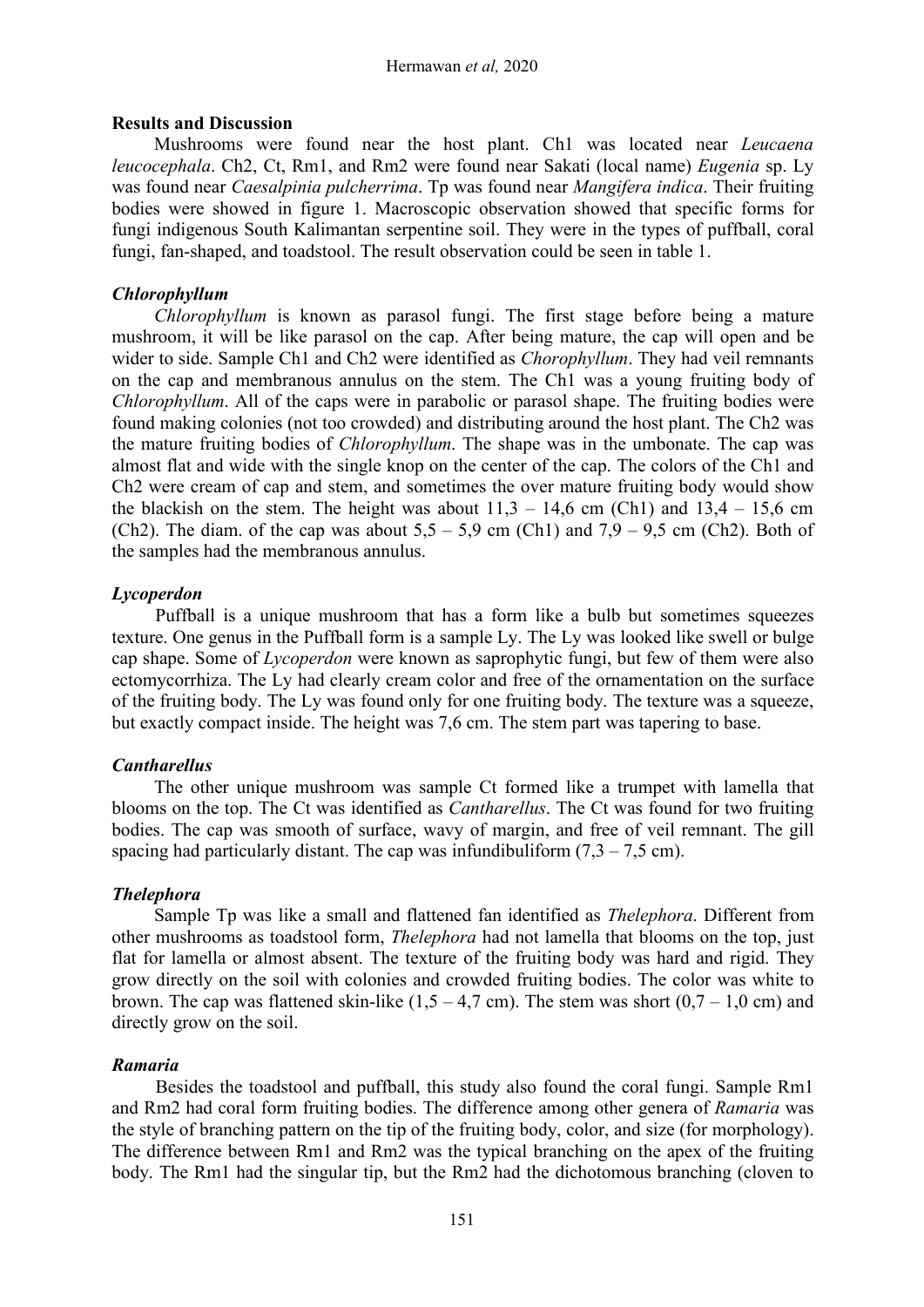## Results and Discussion

Mushrooms were found near the host plant. Ch1 was located near *Leucaena leucocephala*. Ch2, Ct, Rm1, and Rm2 were found near Sakati (local name) *Eugenia* sp. Ly was found near *Caesalpinia pulcherrima*. Tp was found near *Mangifera indica*. Their fruiting bodies were showed in figure 1. Macroscopic observation showed that specific forms for fungi indigenous South Kalimantan serpentine soil. They were in the types of puffball, coral fungi, fan-shaped, and toadstool. The result observation could be seen in table 1.

### *Chlorophyllum*

*Chlorophyllum* is known as parasol fungi. The first stage before being a mature mushroom, it will be like parasol on the cap. After being mature, the cap will open and be wider to side. Sample Ch1 and Ch2 were identified as *Chorophyllum*. They had veil remnants on the cap and membranous annulus on the stem. The Ch1 was a young fruiting body of *Chlorophyllum*. All of the caps were in parabolic or parasol shape. The fruiting bodies were found making colonies (not too crowded) and distributing around the host plant. The Ch2 was the mature fruiting bodies of *Chlorophyllum*. The shape was in the umbonate. The cap was almost flat and wide with the single knop on the center of the cap. The colors of the Ch1 and Ch2 were cream of cap and stem, and sometimes the over mature fruiting body would show the blackish on the stem. The height was about 11,3 – 14,6 cm (Ch1) and 13,4 – 15,6 cm (Ch2). The diam. of the cap was about 5,5 – 5,9 cm (Ch1) and 7,9 – 9,5 cm (Ch2). Both of the samples had the membranous annulus.

### *Lycoperdon*

Puffball is a unique mushroom that has a form like a bulb but sometimes squeezes texture. One genus in the Puffball form is a sample Ly. The Ly was looked like swell or bulge cap shape. Some of *Lycoperdon* were known as saprophytic fungi, but few of them were also ectomycorrhiza. The Ly had clearly cream color and free of the ornamentation on the surface of the fruiting body. The Ly was found only for one fruiting body. The texture was a squeeze, but exactly compact inside. The height was 7,6 cm. The stem part was tapering to base.

### *Cantharellus*

The other unique mushroom was sample Ct formed like a trumpet with lamella that blooms on the top. The Ct was identified as *Cantharellus*. The Ct was found for two fruiting bodies. The cap was smooth of surface, wavy of margin, and free of veil remnant. The gill spacing had particularly distant. The cap was infundibuliform (7,3 – 7,5 cm).

### *Thelephora*

Sample Tp was like a small and flattened fan identified as *Thelephora*. Different from other mushrooms as toadstool form, *Thelephora* had not lamella that blooms on the top, just flat for lamella or almost absent. The texture of the fruiting body was hard and rigid. They grow directly on the soil with colonies and crowded fruiting bodies. The color was white to brown. The cap was flattened skin-like (1,5 – 4,7 cm). The stem was short (0,7 – 1,0 cm) and directly grow on the soil.

### *Ramaria*

Besides the toadstool and puffball, this study also found the coral fungi. Sample Rm1 and Rm2 had coral form fruiting bodies. The difference among other genera of *Ramaria* was the style of branching pattern on the tip of the fruiting body, color, and size (for morphology). The difference between Rm1 and Rm2 was the typical branching on the apex of the fruiting body. The Rm1 had the singular tip, but the Rm2 had the dichotomous branching (cloven to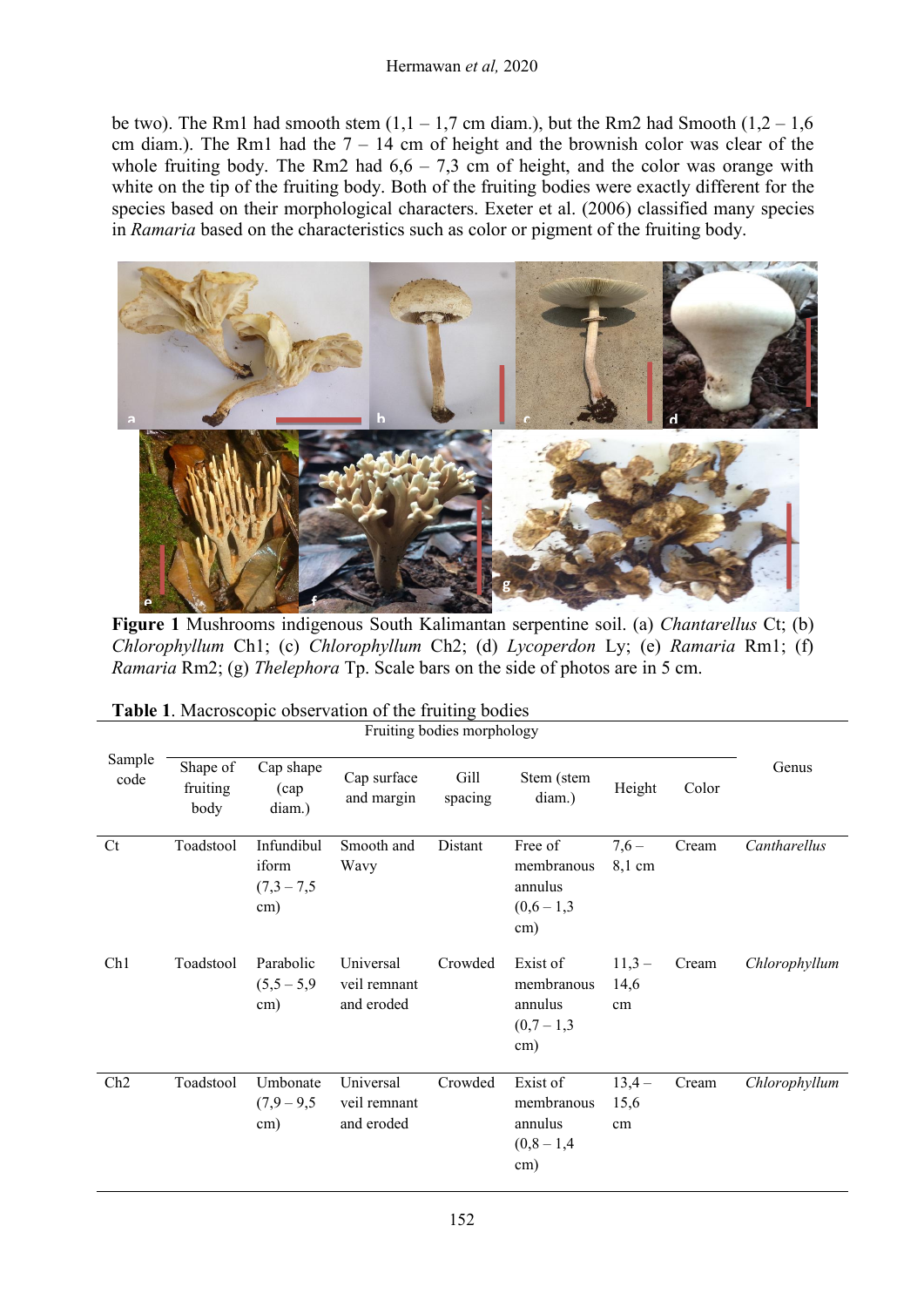be two). The Rm1 had smooth stem (1,1 – 1,7 cm diam.), but the Rm2 had Smooth (1,2 – 1,6 cm diam.). The Rm1 had the 7 – 14 cm of height and the brownish color was clear of the whole fruiting body. The Rm2 had 6,6 – 7,3 cm of height, and the color was orange with white on the tip of the fruiting body. Both of the fruiting bodies were exactly different for the species based on their morphological characters. Exeter et al. (2006) classified many species in *Ramaria* based on the characteristics such as color or pigment of the fruiting body.

**Figure 1** Mushrooms indigenous South Kalimantan serpentine soil. (a) *Chantarellus* Ct; (b) *Chlorophyllum* Ch1; (c) *Chlorophyllum* Ch2; (d) *Lycoperdon* Ly; (e) *Ramaria* Rm1; (f) *Ramaria* Rm2; (g) *Thelephora* Tp. Scale bars on the side of photos are in 5 cm.

**Table 1**. Macroscopic observation of the fruiting bodies

| Sample code | Fruiting bodies morphology | | | | | | | Genus |
|---|---|---|---|---|---|---|---|---|
| | Shape of fruiting body | Cap shape (cap diam.) | Cap surface and margin | Gill spacing | Stem (stem diam.) | Height | Color | |
| Ct | Toadstool | Infundibuliform (7,3 – 7,5 cm) | Smooth and Wavy | Distant | Free of membranous annulus (0,6 – 1,3 cm) | 7,6 – 8,1 cm | Cream | *Cantharellus* |
| Ch1 | Toadstool | Parabolic (5,5 – 5,9 cm) | Universal veil remnant and eroded | Crowded | Exist of membranous annulus (0,7 – 1,3 cm) | 11,3 – 14,6 cm | Cream | *Chlorophyllum* |
| Ch2 | Toadstool | Umbonate (7,9 – 9,5 cm) | Universal veil remnant and eroded | Crowded | Exist of membranous annulus (0,8 – 1,4 cm) | 13,4 – 15,6 cm | Cream | *Chlorophyllum* |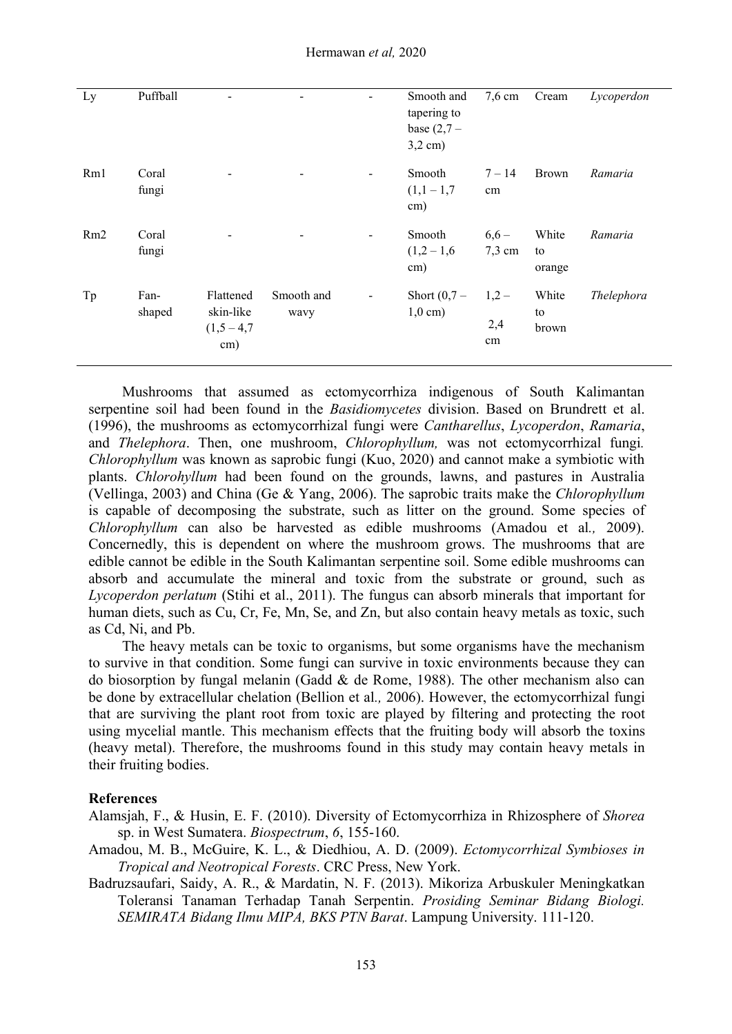| Ly | Puffball | - | - | - | Smooth and tapering to base (2,7 – 3,2 cm) | 7,6 cm | Cream | *Lycoperdon* |
|---|---|---|---|---|---|---|---|---|
| Rm1 | Coral fungi | - | - | - | Smooth (1,1 – 1,7 cm) | 7 – 14 cm | Brown | *Ramaria* |
| Rm2 | Coral fungi | - | - | - | Smooth (1,2 – 1,6 cm) | 6,6 – 7,3 cm | White to orange | *Ramaria* |
| Tp | Fan-shaped | Flattened skin-like (1,5 – 4,7 cm) | Smooth and wavy | - | Short (0,7 – 1,0 cm) | 1,2 – 2,4 cm | White to brown | *Thelephora* |

Mushrooms that assumed as ectomycorrhiza indigenous of South Kalimantan serpentine soil had been found in the *Basidiomycetes* division. Based on Brundrett et al. (1996), the mushrooms as ectomycorrhizal fungi were *Cantharellus*, *Lycoperdon*, *Ramaria*, and *Thelephora*. Then, one mushroom, *Chlorophyllum,* was not ectomycorrhizal fungi*. Chlorophyllum* was known as saprobic fungi (Kuo, 2020) and cannot make a symbiotic with plants. *Chlorohyllum* had been found on the grounds, lawns, and pastures in Australia (Vellinga, 2003) and China (Ge & Yang, 2006). The saprobic traits make the *Chlorophyllum* is capable of decomposing the substrate, such as litter on the ground. Some species of *Chlorophyllum* can also be harvested as edible mushrooms (Amadou et al*.,* 2009). Concernedly, this is dependent on where the mushroom grows. The mushrooms that are edible cannot be edible in the South Kalimantan serpentine soil. Some edible mushrooms can absorb and accumulate the mineral and toxic from the substrate or ground, such as *Lycoperdon perlatum* (Stihi et al., 2011). The fungus can absorb minerals that important for human diets, such as Cu, Cr, Fe, Mn, Se, and Zn, but also contain heavy metals as toxic, such as Cd, Ni, and Pb.

The heavy metals can be toxic to organisms, but some organisms have the mechanism to survive in that condition. Some fungi can survive in toxic environments because they can do biosorption by fungal melanin (Gadd & de Rome, 1988). The other mechanism also can be done by extracellular chelation (Bellion et al*.,* 2006). However, the ectomycorrhizal fungi that are surviving the plant root from toxic are played by filtering and protecting the root using mycelial mantle. This mechanism effects that the fruiting body will absorb the toxins (heavy metal). Therefore, the mushrooms found in this study may contain heavy metals in their fruiting bodies.

## References

Alamsjah, F., & Husin, E. F. (2010). Diversity of Ectomycorrhiza in Rhizosphere of *Shorea* sp. in West Sumatera. *Biospectrum*, *6*, 155-160.

Amadou, M. B., McGuire, K. L., & Diedhiou, A. D. (2009). *Ectomycorrhizal Symbioses in Tropical and Neotropical Forests*. CRC Press, New York.

Badruzsaufari, Saidy, A. R., & Mardatin, N. F. (2013). Mikoriza Arbuskuler Meningkatkan Toleransi Tanaman Terhadap Tanah Serpentin. *Prosiding Seminar Bidang Biologi. SEMIRATA Bidang Ilmu MIPA, BKS PTN Barat*. Lampung University. 111-120.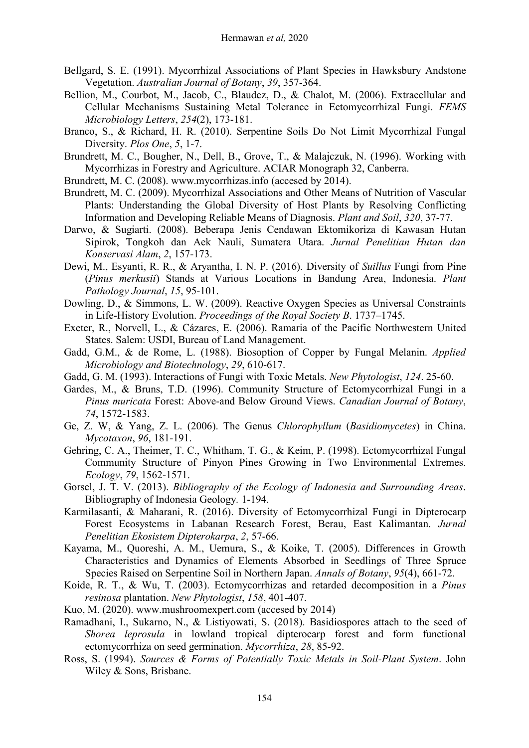Bellgard, S. E. (1991). Mycorrhizal Associations of Plant Species in Hawksbury Andstone Vegetation. *Australian Journal of Botany*, *39*, 357-364.

Bellion, M., Courbot, M., Jacob, C., Blaudez, D., & Chalot, M. (2006). Extracellular and Cellular Mechanisms Sustaining Metal Tolerance in Ectomycorrhizal Fungi. *FEMS Microbiology Letters*, *254*(2), 173-181.

Branco, S., & Richard, H. R. (2010). Serpentine Soils Do Not Limit Mycorrhizal Fungal Diversity. *Plos One*, *5*, 1-7.

Brundrett, M. C., Bougher, N., Dell, B., Grove, T., & Malajczuk, N. (1996). Working with Mycorrhizas in Forestry and Agriculture. ACIAR Monograph 32, Canberra.

Brundrett, M. C. (2008). www.mycorrhizas.info (accesed by 2014).

Brundrett, M. C. (2009). Mycorrhizal Associations and Other Means of Nutrition of Vascular Plants: Understanding the Global Diversity of Host Plants by Resolving Conflicting Information and Developing Reliable Means of Diagnosis. *Plant and Soil*, *320*, 37-77.

Darwo, & Sugiarti. (2008). Beberapa Jenis Cendawan Ektomikoriza di Kawasan Hutan Sipirok, Tongkoh dan Aek Nauli, Sumatera Utara. *Jurnal Penelitian Hutan dan Konservasi Alam*, *2*, 157-173.

Dewi, M., Esyanti, R. R., & Aryantha, I. N. P. (2016). Diversity of *Suillus* Fungi from Pine (*Pinus merkusii*) Stands at Various Locations in Bandung Area, Indonesia. *Plant Pathology Journal*, *15*, 95-101.

Dowling, D., & Simmons, L. W. (2009). Reactive Oxygen Species as Universal Constraints in Life-History Evolution. *Proceedings of the Royal Society B*. 1737–1745.

Exeter, R., Norvell, L., & Cázares, E. (2006). Ramaria of the Pacific Northwestern United States. Salem: USDI, Bureau of Land Management.

Gadd, G.M., & de Rome, L. (1988). Biosoption of Copper by Fungal Melanin. *Applied Microbiology and Biotechnology*, *29*, 610-617.

Gadd, G. M. (1993). Interactions of Fungi with Toxic Metals. *New Phytologist*, *124*. 25-60.

Gardes, M., & Bruns, T.D. (1996). Community Structure of Ectomycorrhizal Fungi in a *Pinus muricata* Forest: Above-and Below Ground Views. *Canadian Journal of Botany*, *74*, 1572-1583.

Ge, Z. W, & Yang, Z. L. (2006). The Genus *Chlorophyllum* (*Basidiomycetes*) in China. *Mycotaxon*, *96*, 181-191.

Gehring, C. A., Theimer, T. C., Whitham, T. G., & Keim, P. (1998). Ectomycorrhizal Fungal Community Structure of Pinyon Pines Growing in Two Environmental Extremes. *Ecology*, *79*, 1562-1571.

Gorsel, J. T. V. (2013). *Bibliography of the Ecology of Indonesia and Surrounding Areas*. Bibliography of Indonesia Geology. 1-194.

Karmilasanti, & Maharani, R. (2016). Diversity of Ectomycorrhizal Fungi in Dipterocarp Forest Ecosystems in Labanan Research Forest, Berau, East Kalimantan. *Jurnal Penelitian Ekosistem Dipterokarpa*, *2*, 57-66.

Kayama, M., Quoreshi, A. M., Uemura, S., & Koike, T. (2005). Differences in Growth Characteristics and Dynamics of Elements Absorbed in Seedlings of Three Spruce Species Raised on Serpentine Soil in Northern Japan. *Annals of Botany*, *95*(4), 661-72.

Koide, R. T., & Wu, T. (2003). Ectomycorrhizas and retarded decomposition in a *Pinus resinosa* plantation. *New Phytologist*, *158*, 401-407.

Kuo, M. (2020). www.mushroomexpert.com (accesed by 2014)

Ramadhani, I., Sukarno, N., & Listiyowati, S. (2018). Basidiospores attach to the seed of *Shorea leprosula* in lowland tropical dipterocarp forest and form functional ectomycorrhiza on seed germination. *Mycorrhiza*, *28*, 85-92.

Ross, S. (1994). *Sources & Forms of Potentially Toxic Metals in Soil-Plant System*. John Wiley & Sons, Brisbane.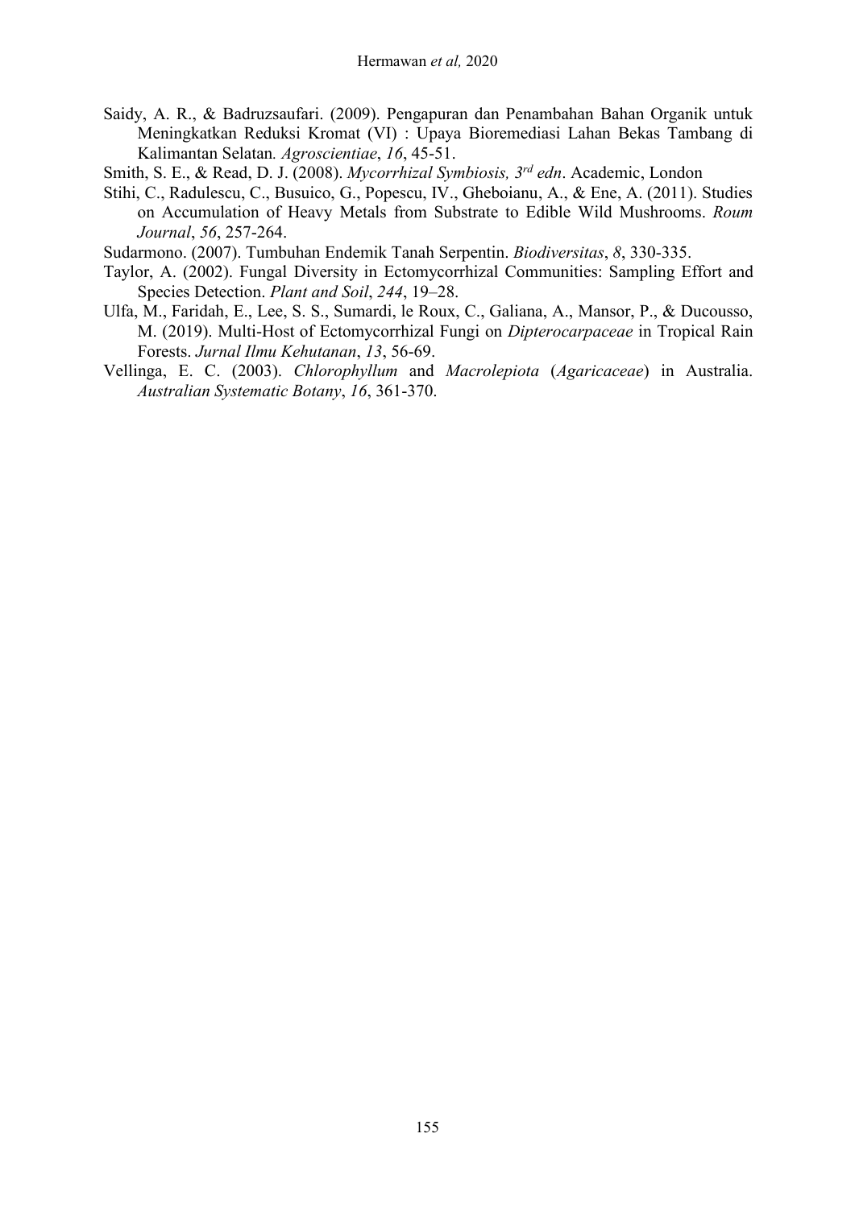Saidy, A. R., & Badruzsaufari. (2009). Pengapuran dan Penambahan Bahan Organik untuk Meningkatkan Reduksi Kromat (VI) : Upaya Bioremediasi Lahan Bekas Tambang di Kalimantan Selatan*. Agroscientiae*, *16*, 45-51.

Smith, S. E., & Read, D. J. (2008). *Mycorrhizal Symbiosis, 3rd edn*. Academic, London

Stihi, C., Radulescu, C., Busuico, G., Popescu, IV., Gheboianu, A., & Ene, A. (2011). Studies on Accumulation of Heavy Metals from Substrate to Edible Wild Mushrooms. *Roum Journal*, *56*, 257-264.

Sudarmono. (2007). Tumbuhan Endemik Tanah Serpentin. *Biodiversitas*, *8*, 330-335.

Taylor, A. (2002). Fungal Diversity in Ectomycorrhizal Communities: Sampling Effort and Species Detection. *Plant and Soil*, *244*, 19–28.

Ulfa, M., Faridah, E., Lee, S. S., Sumardi, le Roux, C., Galiana, A., Mansor, P., & Ducousso, M. (2019). Multi-Host of Ectomycorrhizal Fungi on *Dipterocarpaceae* in Tropical Rain Forests. *Jurnal Ilmu Kehutanan*, *13*, 56-69.

Vellinga, E. C. (2003). *Chlorophyllum* and *Macrolepiota* (*Agaricaceae*) in Australia. *Australian Systematic Botany*, *16*, 361-370.